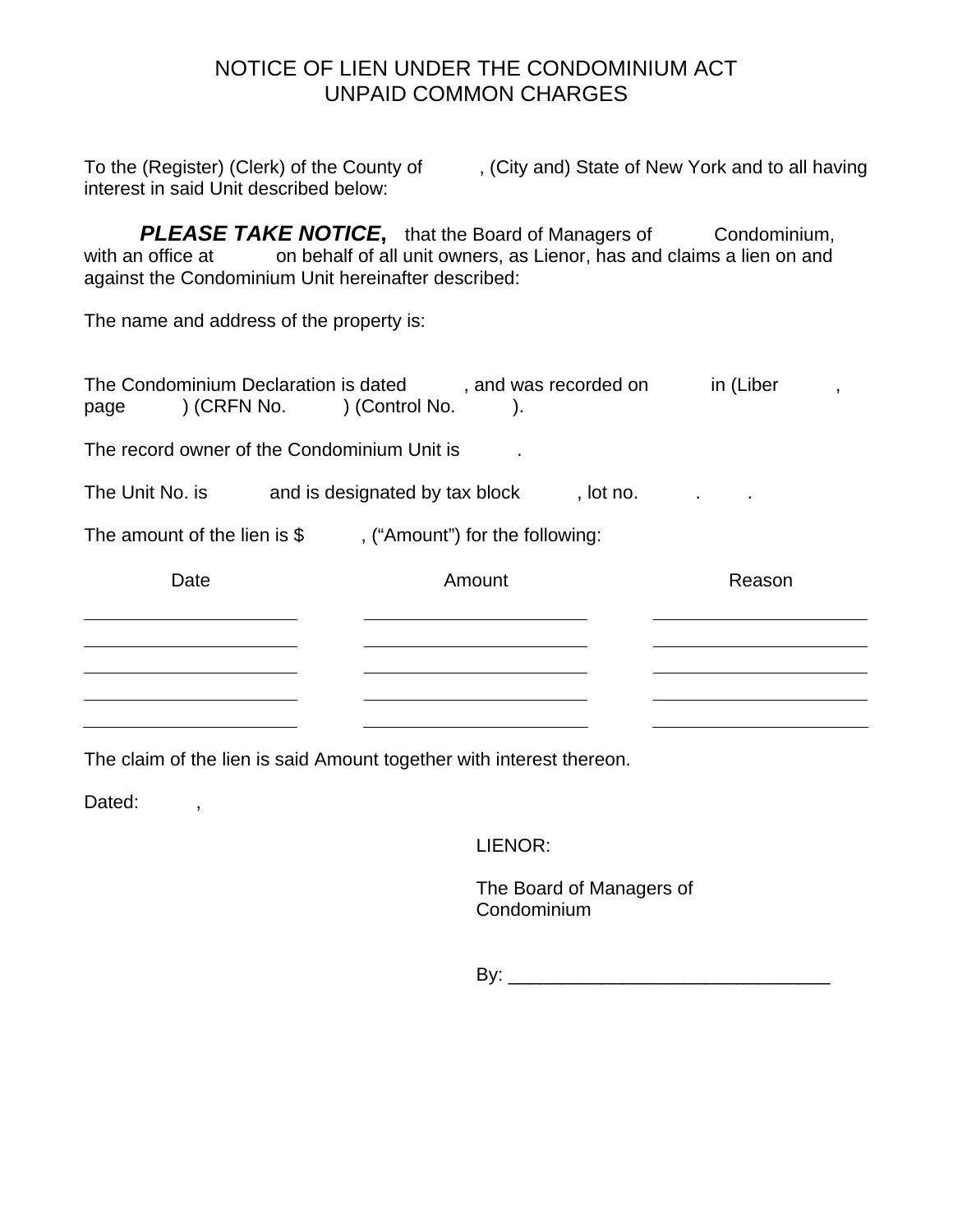# NOTICE OF LIEN UNDER THE CONDOMINIUM ACT
# UNPAID COMMON CHARGES

To the (Register) (Clerk) of the County of , (City and) State of New York and to all having interest in said Unit described below:

***PLEASE TAKE NOTICE***, that the Board of Managers of Condominium, with an office at on behalf of all unit owners, as Lienor, has and claims a lien on and against the Condominium Unit hereinafter described:

The name and address of the property is:

The Condominium Declaration is dated , and was recorded on in (Liber , page ) (CRFN No. ) (Control No. ).

The record owner of the Condominium Unit is .

The Unit No. is and is designated by tax block , lot no. . .

The amount of the lien is $ , ("Amount") for the following:

| Date | Amount | Reason |
|---|---|---|
| | | |
| | | |
| | | |
| | | |
| | | |

The claim of the lien is said Amount together with interest thereon.

Dated: ,

LIENOR:

The Board of Managers of
Condominium

By: _______________________________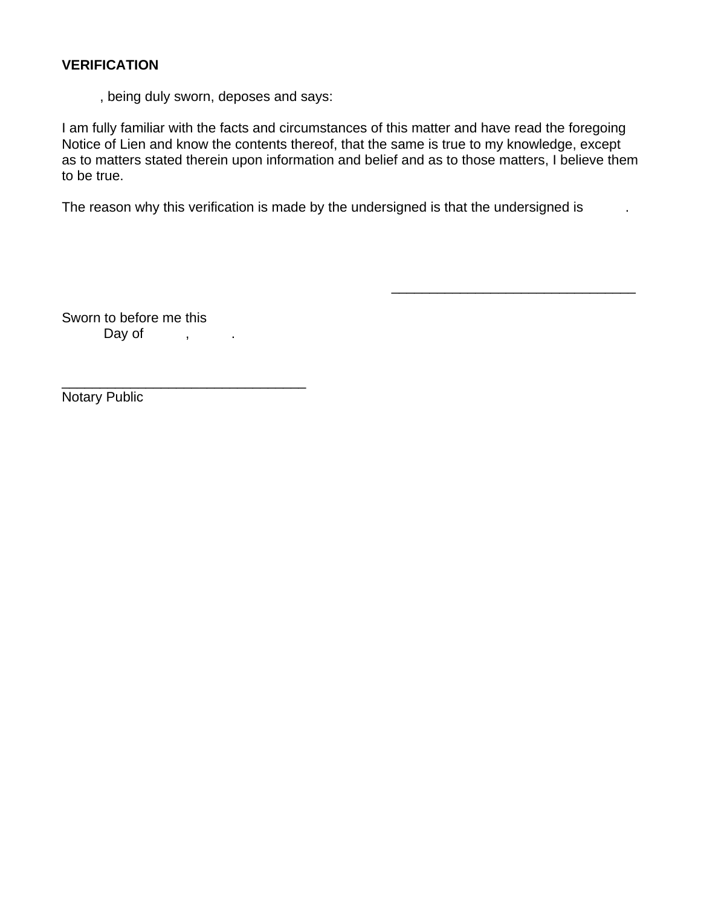**VERIFICATION**

, being duly sworn, deposes and says:

I am fully familiar with the facts and circumstances of this matter and have read the foregoing Notice of Lien and know the contents thereof, that the same is true to my knowledge, except as to matters stated therein upon information and belief and as to those matters, I believe them to be true.

The reason why this verification is made by the undersigned is that the undersigned is .

_______________________________

Sworn to before me this
Day of , .

_______________________________
Notary Public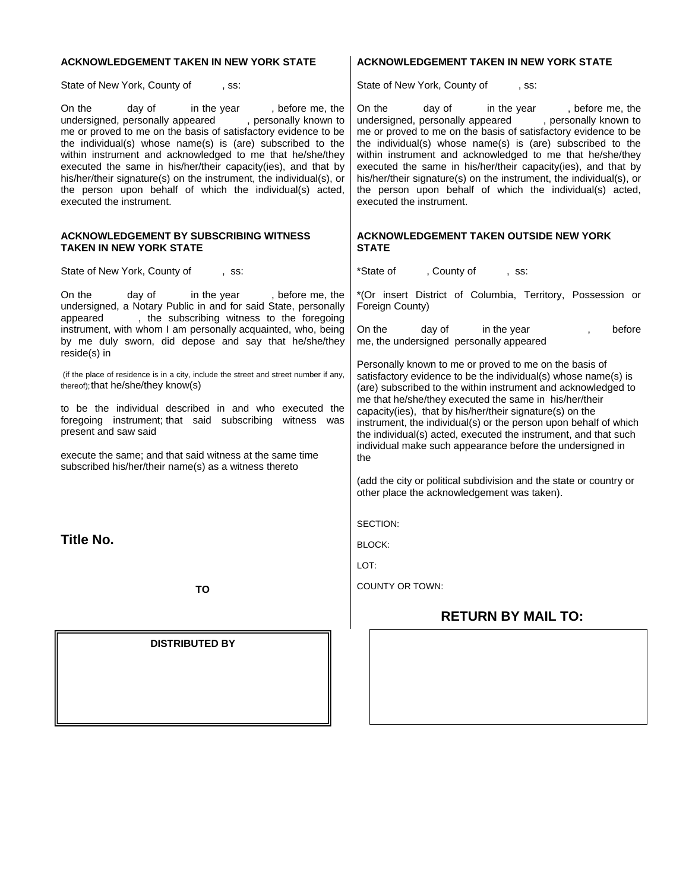**ACKNOWLEDGEMENT TAKEN IN NEW YORK STATE**

State of New York, County of , ss:

On the day of in the year , before me, the undersigned, personally appeared , personally known to me or proved to me on the basis of satisfactory evidence to be the individual(s) whose name(s) is (are) subscribed to the within instrument and acknowledged to me that he/she/they executed the same in his/her/their capacity(ies), and that by his/her/their signature(s) on the instrument, the individual(s), or the person upon behalf of which the individual(s) acted, executed the instrument.

**ACKNOWLEDGEMENT BY SUBSCRIBING WITNESS TAKEN IN NEW YORK STATE**

State of New York, County of , ss:

On the day of in the year , before me, the undersigned, a Notary Public in and for said State, personally appeared , the subscribing witness to the foregoing instrument, with whom I am personally acquainted, who, being by me duly sworn, did depose and say that he/she/they reside(s) in

(if the place of residence is in a city, include the street and street number if any, thereof); that he/she/they know(s)

to be the individual described in and who executed the foregoing instrument; that said subscribing witness was present and saw said

execute the same; and that said witness at the same time subscribed his/her/their name(s) as a witness thereto

**Title No.**

**TO**

**DISTRIBUTED BY**

**ACKNOWLEDGEMENT TAKEN IN NEW YORK STATE**

State of New York, County of , ss:

On the day of in the year , before me, the undersigned, personally appeared , personally known to me or proved to me on the basis of satisfactory evidence to be the individual(s) whose name(s) is (are) subscribed to the within instrument and acknowledged to me that he/she/they executed the same in his/her/their capacity(ies), and that by his/her/their signature(s) on the instrument, the individual(s), or the person upon behalf of which the individual(s) acted, executed the instrument.

**ACKNOWLEDGEMENT TAKEN OUTSIDE NEW YORK STATE**

*State of , County of , ss:

*(Or insert District of Columbia, Territory, Possession or Foreign County)

On the day of in the year , before me, the undersigned personally appeared

Personally known to me or proved to me on the basis of satisfactory evidence to be the individual(s) whose name(s) is (are) subscribed to the within instrument and acknowledged to me that he/she/they executed the same in his/her/their capacity(ies), that by his/her/their signature(s) on the instrument, the individual(s) or the person upon behalf of which the individual(s) acted, executed the instrument, and that such individual make such appearance before the undersigned in the

(add the city or political subdivision and the state or country or other place the acknowledgement was taken).

SECTION:

BLOCK:

LOT:

COUNTY OR TOWN:

**RETURN BY MAIL TO:**